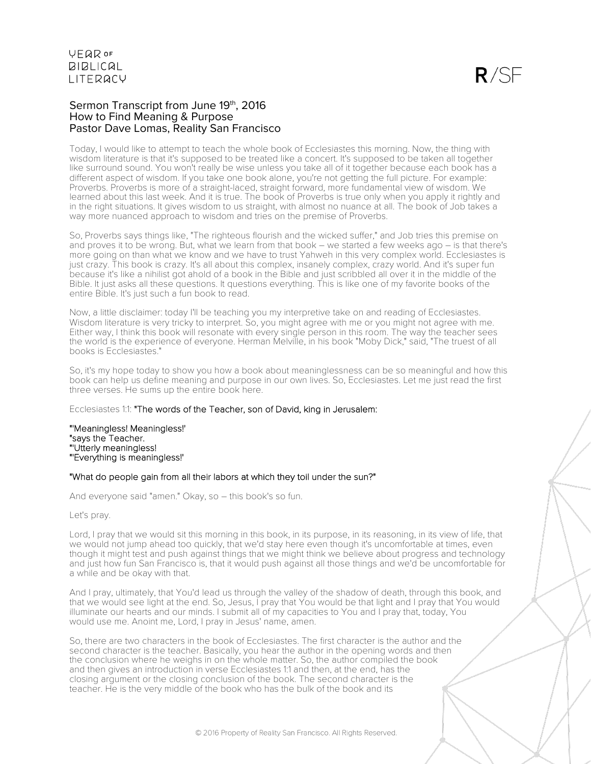Sermon Transcript from June 19th, 2016
How to Find Meaning & Purpose
Pastor Dave Lomas, Reality San Francisco

Today, I would like to attempt to teach the whole book of Ecclesiastes this morning. Now, the thing with wisdom literature is that it's supposed to be treated like a concert. It's supposed to be taken all together like surround sound. You won't really be wise unless you take all of it together because each book has a different aspect of wisdom. If you take one book alone, you're not getting the full picture. For example: Proverbs. Proverbs is more of a straight-laced, straight forward, more fundamental view of wisdom. We learned about this last week. And it is true. The book of Proverbs is true only when you apply it rightly and in the right situations. It gives wisdom to us straight, with almost no nuance at all. The book of Job takes a way more nuanced approach to wisdom and tries on the premise of Proverbs.

So, Proverbs says things like, "The righteous flourish and the wicked suffer," and Job tries this premise on and proves it to be wrong. But, what we learn from that book – we started a few weeks ago – is that there's more going on than what we know and we have to trust Yahweh in this very complex world. Ecclesiastes is just crazy. This book is crazy. It's all about this complex, insanely complex, crazy world. And it's super fun because it's like a nihilist got ahold of a book in the Bible and just scribbled all over it in the middle of the Bible. It just asks all these questions. It questions everything. This is like one of my favorite books of the entire Bible. It's just such a fun book to read.

Now, a little disclaimer: today I'll be teaching you my interpretive take on and reading of Ecclesiastes. Wisdom literature is very tricky to interpret. So, you might agree with me or you might not agree with me. Either way, I think this book will resonate with every single person in this room. The way the teacher sees the world is the experience of everyone. Herman Melville, in his book "Moby Dick," said, "The truest of all books is Ecclesiastes."

So, it's my hope today to show you how a book about meaninglessness can be so meaningful and how this book can help us define meaning and purpose in our own lives. So, Ecclesiastes. Let me just read the first three verses. He sums up the entire book here.

Ecclesiastes 1:1: "The words of the Teacher, son of David, king in Jerusalem:

"'Meaningless! Meaningless!'
"says the Teacher.
"'Utterly meaningless!
"'Everything is meaningless!'

"What do people gain from all their labors at which they toil under the sun?"

And everyone said "amen." Okay, so – this book's so fun.

Let's pray.

Lord, I pray that we would sit this morning in this book, in its purpose, in its reasoning, in its view of life, that we would not jump ahead too quickly, that we'd stay here even though it's uncomfortable at times, even though it might test and push against things that we might think we believe about progress and technology and just how fun San Francisco is, that it would push against all those things and we'd be uncomfortable for a while and be okay with that.

And I pray, ultimately, that You'd lead us through the valley of the shadow of death, through this book, and that we would see light at the end. So, Jesus, I pray that You would be that light and I pray that You would illuminate our hearts and our minds. I submit all of my capacities to You and I pray that, today, You would use me. Anoint me, Lord, I pray in Jesus' name, amen.

So, there are two characters in the book of Ecclesiastes. The first character is the author and the second character is the teacher. Basically, you hear the author in the opening words and then the conclusion where he weighs in on the whole matter. So, the author compiled the book and then gives an introduction in verse Ecclesiastes 1:1 and then, at the end, has the closing argument or the closing conclusion of the book. The second character is the teacher. He is the very middle of the book who has the bulk of the book and its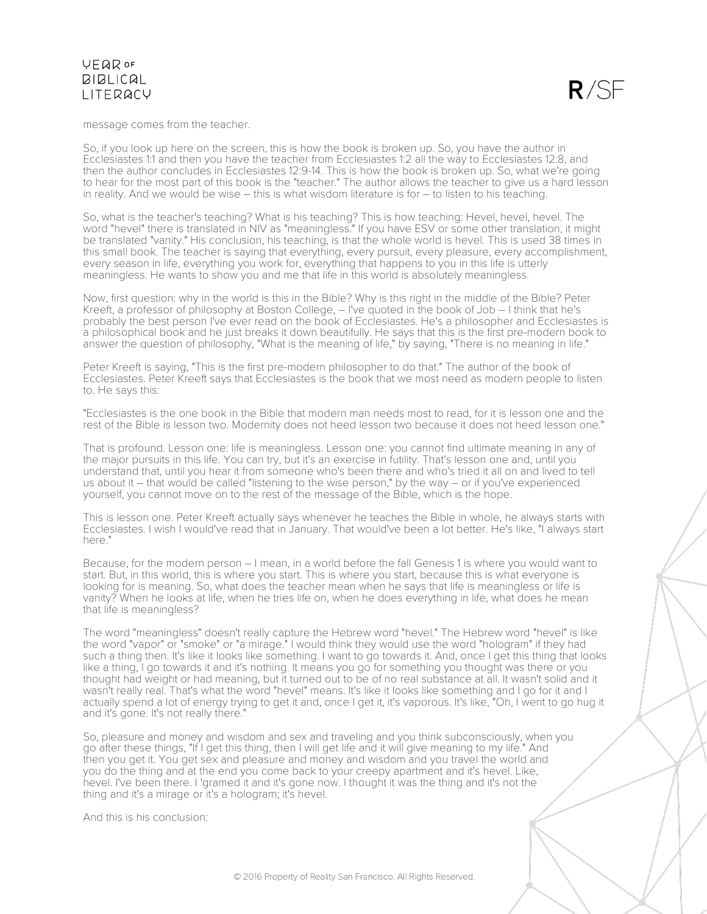message comes from the teacher.

So, if you look up here on the screen, this is how the book is broken up. So, you have the author in Ecclesiastes 1:1 and then you have the teacher from Ecclesiastes 1:2 all the way to Ecclesiastes 12:8, and then the author concludes in Ecclesiastes 12:9-14. This is how the book is broken up. So, what we're going to hear for the most part of this book is the "teacher." The author allows the teacher to give us a hard lesson in reality. And we would be wise – this is what wisdom literature is for – to listen to his teaching.

So, what is the teacher's teaching? What is his teaching? This is how teaching: Hevel, hevel, hevel. The word "hevel" there is translated in NIV as "meaningless." If you have ESV or some other translation, it might be translated "vanity." His conclusion, his teaching, is that the whole world is hevel. This is used 38 times in this small book. The teacher is saying that everything, every pursuit, every pleasure, every accomplishment, every season in life, everything you work for, everything that happens to you in this life is utterly meaningless. He wants to show you and me that life in this world is absolutely meaningless.

Now, first question: why in the world is this in the Bible? Why is this right in the middle of the Bible? Peter Kreeft, a professor of philosophy at Boston College, – I've quoted in the book of Job – I think that he's probably the best person I've ever read on the book of Ecclesiastes. He's a philosopher and Ecclesiastes is a philosophical book and he just breaks it down beautifully. He says that this is the first pre-modern book to answer the question of philosophy, "What is the meaning of life," by saying, "There is no meaning in life."

Peter Kreeft is saying, "This is the first pre-modern philosopher to do that." The author of the book of Ecclesiastes. Peter Kreeft says that Ecclesiastes is the book that we most need as modern people to listen to. He says this:

"Ecclesiastes is the one book in the Bible that modern man needs most to read, for it is lesson one and the rest of the Bible is lesson two. Modernity does not heed lesson two because it does not heed lesson one."

That is profound. Lesson one: life is meaningless. Lesson one: you cannot find ultimate meaning in any of the major pursuits in this life. You can try, but it's an exercise in futility. That's lesson one and, until you understand that, until you hear it from someone who's been there and who's tried it all on and lived to tell us about it – that would be called "listening to the wise person," by the way – or if you've experienced yourself, you cannot move on to the rest of the message of the Bible, which is the hope.

This is lesson one. Peter Kreeft actually says whenever he teaches the Bible in whole, he always starts with Ecclesiastes. I wish I would've read that in January. That would've been a lot better. He's like, "I always start here."

Because, for the modern person – I mean, in a world before the fall Genesis 1 is where you would want to start. But, in this world, this is where you start. This is where you start, because this is what everyone is looking for is meaning. So, what does the teacher mean when he says that life is meaningless or life is vanity? When he looks at life, when he tries life on, when he does everything in life, what does he mean that life is meaningless?

The word "meaningless" doesn't really capture the Hebrew word "hevel." The Hebrew word "hevel" is like the word "vapor" or "smoke" or "a mirage." I would think they would use the word "hologram" if they had such a thing then. It's like it looks like something. I want to go towards it. And, once I get this thing that looks like a thing, I go towards it and it's nothing. It means you go for something you thought was there or you thought had weight or had meaning, but it turned out to be of no real substance at all. It wasn't solid and it wasn't really real. That's what the word "hevel" means. It's like it looks like something and I go for it and I actually spend a lot of energy trying to get it and, once I get it, it's vaporous. It's like, "Oh, I went to go hug it and it's gone. It's not really there."

So, pleasure and money and wisdom and sex and traveling and you think subconsciously, when you go after these things, "If I get this thing, then I will get life and it will give meaning to my life." And then you get it. You get sex and pleasure and money and wisdom and you travel the world and you do the thing and at the end you come back to your creepy apartment and it's hevel. Like, hevel. I've been there. I 'gramed it and it's gone now. I thought it was the thing and it's not the thing and it's a mirage or it's a hologram; it's hevel.

And this is his conclusion: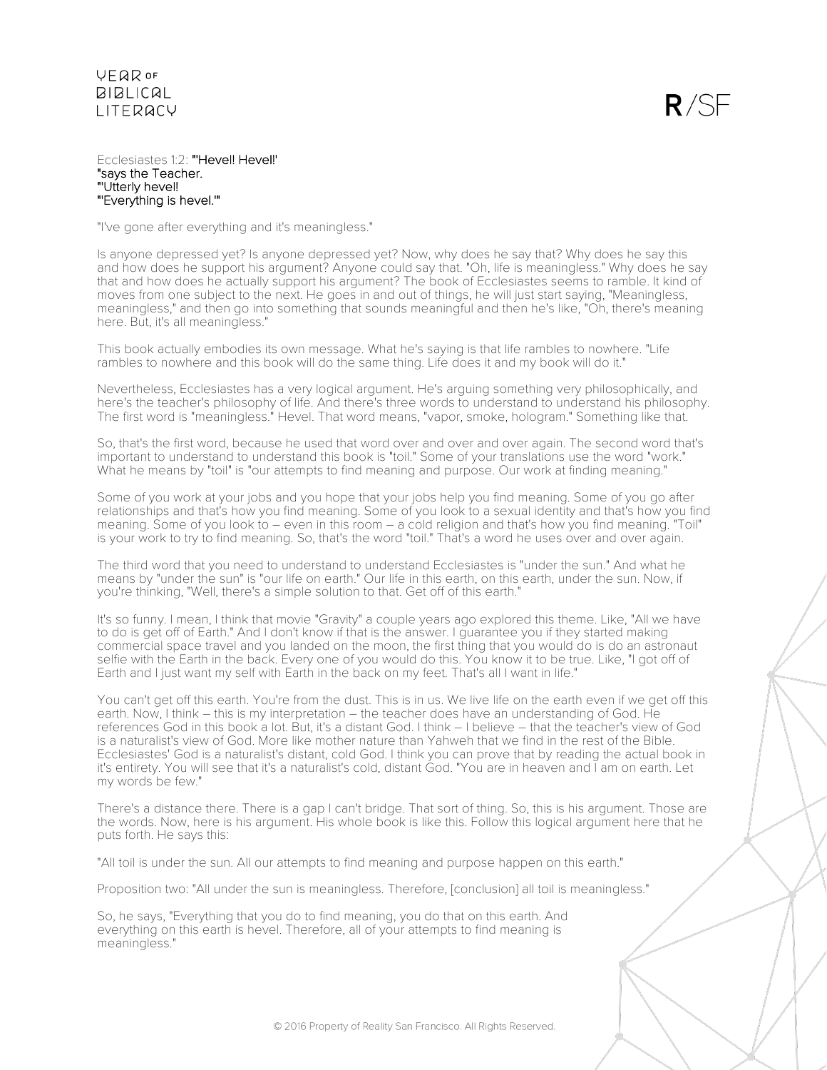Ecclesiastes 1:2: **"'Hevel! Hevel!'**
**"says the Teacher.**
**"'Utterly hevel!**
**"'Everything is hevel.'"**

"I've gone after everything and it's meaningless."

Is anyone depressed yet? Is anyone depressed yet? Now, why does he say that? Why does he say this and how does he support his argument? Anyone could say that. "Oh, life is meaningless." Why does he say that and how does he actually support his argument? The book of Ecclesiastes seems to ramble. It kind of moves from one subject to the next. He goes in and out of things, he will just start saying, "Meaningless, meaningless," and then go into something that sounds meaningful and then he's like, "Oh, there's meaning here. But, it's all meaningless."

This book actually embodies its own message. What he's saying is that life rambles to nowhere. "Life rambles to nowhere and this book will do the same thing. Life does it and my book will do it."

Nevertheless, Ecclesiastes has a very logical argument. He's arguing something very philosophically, and here's the teacher's philosophy of life. And there's three words to understand to understand his philosophy. The first word is "meaningless." Hevel. That word means, "vapor, smoke, hologram." Something like that.

So, that's the first word, because he used that word over and over and over again. The second word that's important to understand to understand this book is "toil." Some of your translations use the word "work." What he means by "toil" is "our attempts to find meaning and purpose. Our work at finding meaning."

Some of you work at your jobs and you hope that your jobs help you find meaning. Some of you go after relationships and that's how you find meaning. Some of you look to a sexual identity and that's how you find meaning. Some of you look to – even in this room – a cold religion and that's how you find meaning. "Toil" is your work to try to find meaning. So, that's the word "toil." That's a word he uses over and over again.

The third word that you need to understand to understand Ecclesiastes is "under the sun." And what he means by "under the sun" is "our life on earth." Our life in this earth, on this earth, under the sun. Now, if you're thinking, "Well, there's a simple solution to that. Get off of this earth."

It's so funny. I mean, I think that movie "Gravity" a couple years ago explored this theme. Like, "All we have to do is get off of Earth." And I don't know if that is the answer. I guarantee you if they started making commercial space travel and you landed on the moon, the first thing that you would do is do an astronaut selfie with the Earth in the back. Every one of you would do this. You know it to be true. Like, "I got off of Earth and I just want my self with Earth in the back on my feet. That's all I want in life."

You can't get off this earth. You're from the dust. This is in us. We live life on the earth even if we get off this earth. Now, I think – this is my interpretation – the teacher does have an understanding of God. He references God in this book a lot. But, it's a distant God. I think – I believe – that the teacher's view of God is a naturalist's view of God. More like mother nature than Yahweh that we find in the rest of the Bible. Ecclesiastes' God is a naturalist's distant, cold God. I think you can prove that by reading the actual book in it's entirety. You will see that it's a naturalist's cold, distant God. "You are in heaven and I am on earth. Let my words be few."

There's a distance there. There is a gap I can't bridge. That sort of thing. So, this is his argument. Those are the words. Now, here is his argument. His whole book is like this. Follow this logical argument here that he puts forth. He says this:

"All toil is under the sun. All our attempts to find meaning and purpose happen on this earth."

Proposition two: "All under the sun is meaningless. Therefore, [conclusion] all toil is meaningless."

So, he says, "Everything that you do to find meaning, you do that on this earth. And everything on this earth is hevel. Therefore, all of your attempts to find meaning is meaningless."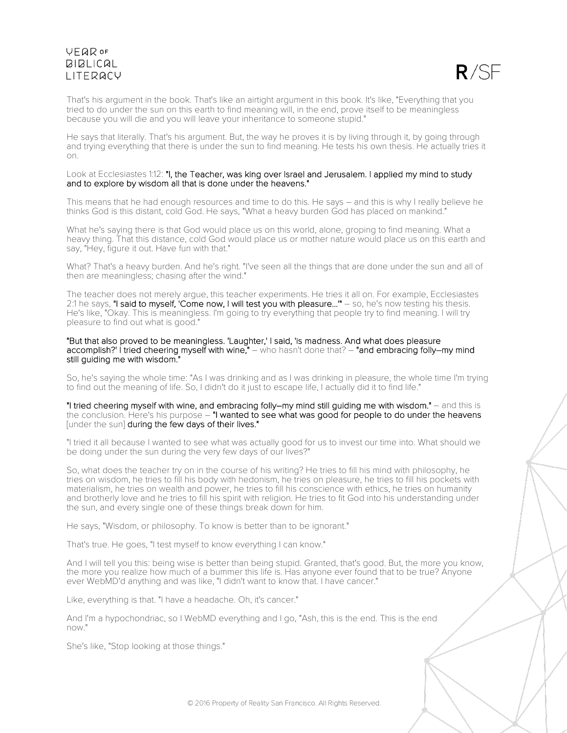That's his argument in the book. That's like an airtight argument in this book. It's like, "Everything that you tried to do under the sun on this earth to find meaning will, in the end, prove itself to be meaningless because you will die and you will leave your inheritance to someone stupid."

He says that literally. That's his argument. But, the way he proves it is by living through it, by going through and trying everything that there is under the sun to find meaning. He tests his own thesis. He actually tries it on.

Look at Ecclesiastes 1:12: **"I, the Teacher, was king over Israel and Jerusalem. I applied my mind to study and to explore by wisdom all that is done under the heavens."**

This means that he had enough resources and time to do this. He says – and this is why I really believe he thinks God is this distant, cold God. He says, "What a heavy burden God has placed on mankind."

What he's saying there is that God would place us on this world, alone, groping to find meaning. What a heavy thing. That this distance, cold God would place us or mother nature would place us on this earth and say, "Hey, figure it out. Have fun with that."

What? That's a heavy burden. And he's right. "I've seen all the things that are done under the sun and all of then are meaningless; chasing after the wind."

The teacher does not merely argue, this teacher experiments. He tries it all on. For example, Ecclesiastes 2:1 he says, **"I said to myself, 'Come now, I will test you with pleasure…'"** – so, he's now testing his thesis. He's like, "Okay. This is meaningless. I'm going to try everything that people try to find meaning. I will try pleasure to find out what is good."

**"But that also proved to be meaningless. 'Laughter,' I said, 'is madness. And what does pleasure accomplish?' I tried cheering myself with wine,"** – who hasn't done that? – **"and embracing folly–my mind still guiding me with wisdom."**

So, he's saying the whole time: "As I was drinking and as I was drinking in pleasure, the whole time I'm trying to find out the meaning of life. So, I didn't do it just to escape life, I actually did it to find life."

**"I tried cheering myself with wine, and embracing folly–my mind still guiding me with wisdom."** – and this is the conclusion. Here's his purpose – **"I wanted to see what was good for people to do under the heavens** [under the sun] **during the few days of their lives."**

"I tried it all because I wanted to see what was actually good for us to invest our time into. What should we be doing under the sun during the very few days of our lives?"

So, what does the teacher try on in the course of his writing? He tries to fill his mind with philosophy, he tries on wisdom, he tries to fill his body with hedonism, he tries on pleasure, he tries to fill his pockets with materialism, he tries on wealth and power, he tries to fill his conscience with ethics, he tries on humanity and brotherly love and he tries to fill his spirit with religion. He tries to fit God into his understanding under the sun, and every single one of these things break down for him.

He says, "Wisdom, or philosophy. To know is better than to be ignorant."

That's true. He goes, "I test myself to know everything I can know."

And I will tell you this: being wise is better than being stupid. Granted, that's good. But, the more you know, the more you realize how much of a bummer this life is. Has anyone ever found that to be true? Anyone ever WebMD'd anything and was like, "I didn't want to know that. I have cancer."

Like, everything is that. "I have a headache. Oh, it's cancer."

And I'm a hypochondriac, so I WebMD everything and I go, "Ash, this is the end. This is the end now."

She's like, "Stop looking at those things."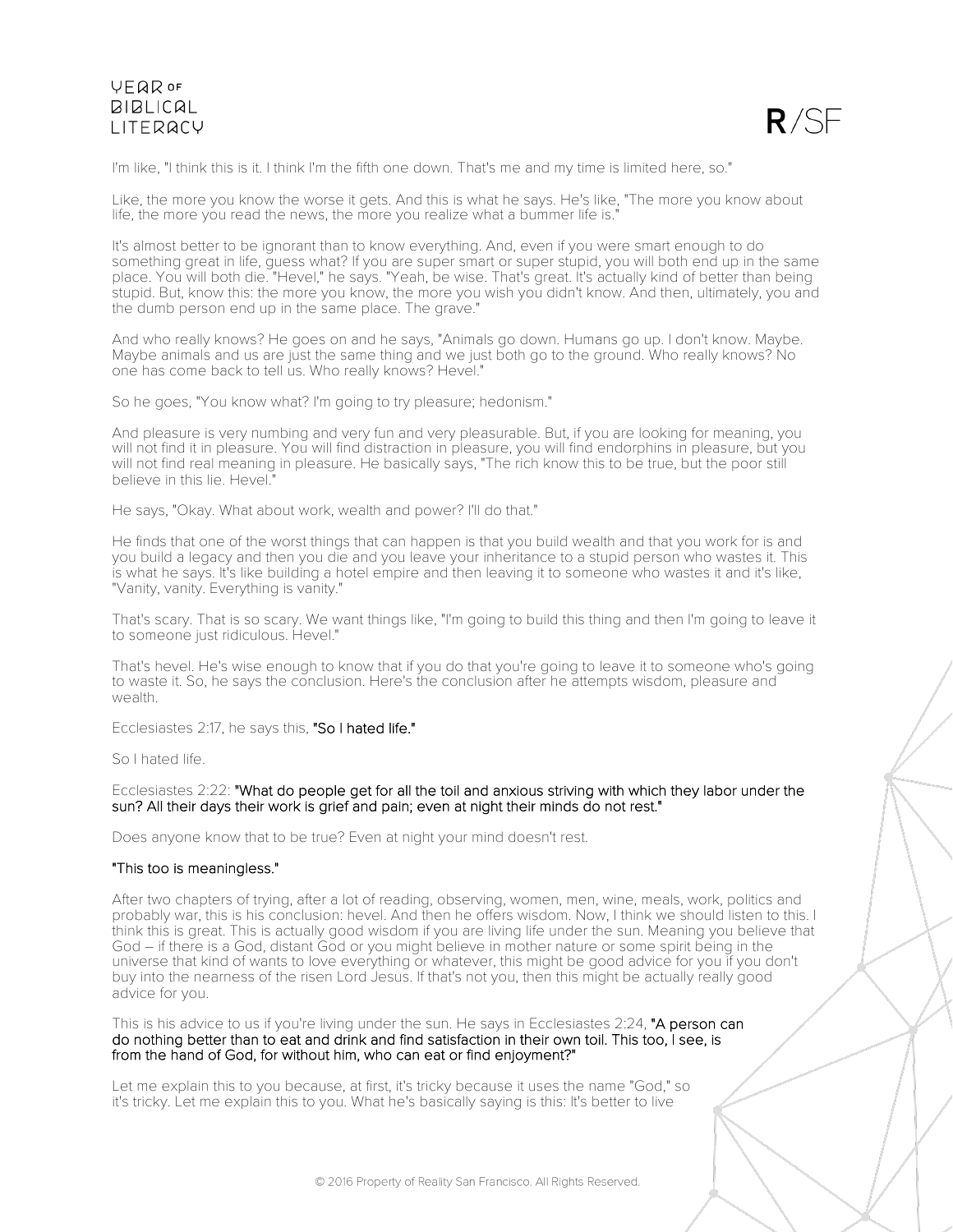I'm like, "I think this is it. I think I'm the fifth one down. That's me and my time is limited here, so."

Like, the more you know the worse it gets. And this is what he says. He's like, "The more you know about life, the more you read the news, the more you realize what a bummer life is."

It's almost better to be ignorant than to know everything. And, even if you were smart enough to do something great in life, guess what? If you are super smart or super stupid, you will both end up in the same place. You will both die. "Hevel," he says. "Yeah, be wise. That's great. It's actually kind of better than being stupid. But, know this: the more you know, the more you wish you didn't know. And then, ultimately, you and the dumb person end up in the same place. The grave."

And who really knows? He goes on and he says, "Animals go down. Humans go up. I don't know. Maybe. Maybe animals and us are just the same thing and we just both go to the ground. Who really knows? No one has come back to tell us. Who really knows? Hevel."

So he goes, "You know what? I'm going to try pleasure; hedonism."

And pleasure is very numbing and very fun and very pleasurable. But, if you are looking for meaning, you will not find it in pleasure. You will find distraction in pleasure, you will find endorphins in pleasure, but you will not find real meaning in pleasure. He basically says, "The rich know this to be true, but the poor still believe in this lie. Hevel."

He says, "Okay. What about work, wealth and power? I'll do that."

He finds that one of the worst things that can happen is that you build wealth and that you work for is and you build a legacy and then you die and you leave your inheritance to a stupid person who wastes it. This is what he says. It's like building a hotel empire and then leaving it to someone who wastes it and it's like, "Vanity, vanity. Everything is vanity."

That's scary. That is so scary. We want things like, "I'm going to build this thing and then I'm going to leave it to someone just ridiculous. Hevel."

That's hevel. He's wise enough to know that if you do that you're going to leave it to someone who's going to waste it. So, he says the conclusion. Here's the conclusion after he attempts wisdom, pleasure and wealth.

Ecclesiastes 2:17, he says this, "So I hated life."

So I hated life.

Ecclesiastes 2:22: "What do people get for all the toil and anxious striving with which they labor under the sun? All their days their work is grief and pain; even at night their minds do not rest."

Does anyone know that to be true? Even at night your mind doesn't rest.

"This too is meaningless."

After two chapters of trying, after a lot of reading, observing, women, men, wine, meals, work, politics and probably war, this is his conclusion: hevel. And then he offers wisdom. Now, I think we should listen to this. I think this is great. This is actually good wisdom if you are living life under the sun. Meaning you believe that God – if there is a God, distant God or you might believe in mother nature or some spirit being in the universe that kind of wants to love everything or whatever, this might be good advice for you if you don't buy into the nearness of the risen Lord Jesus. If that's not you, then this might be actually really good advice for you.

This is his advice to us if you're living under the sun. He says in Ecclesiastes 2:24, "A person can do nothing better than to eat and drink and find satisfaction in their own toil. This too, I see, is from the hand of God, for without him, who can eat or find enjoyment?"

Let me explain this to you because, at first, it's tricky because it uses the name "God," so it's tricky. Let me explain this to you. What he's basically saying is this: It's better to live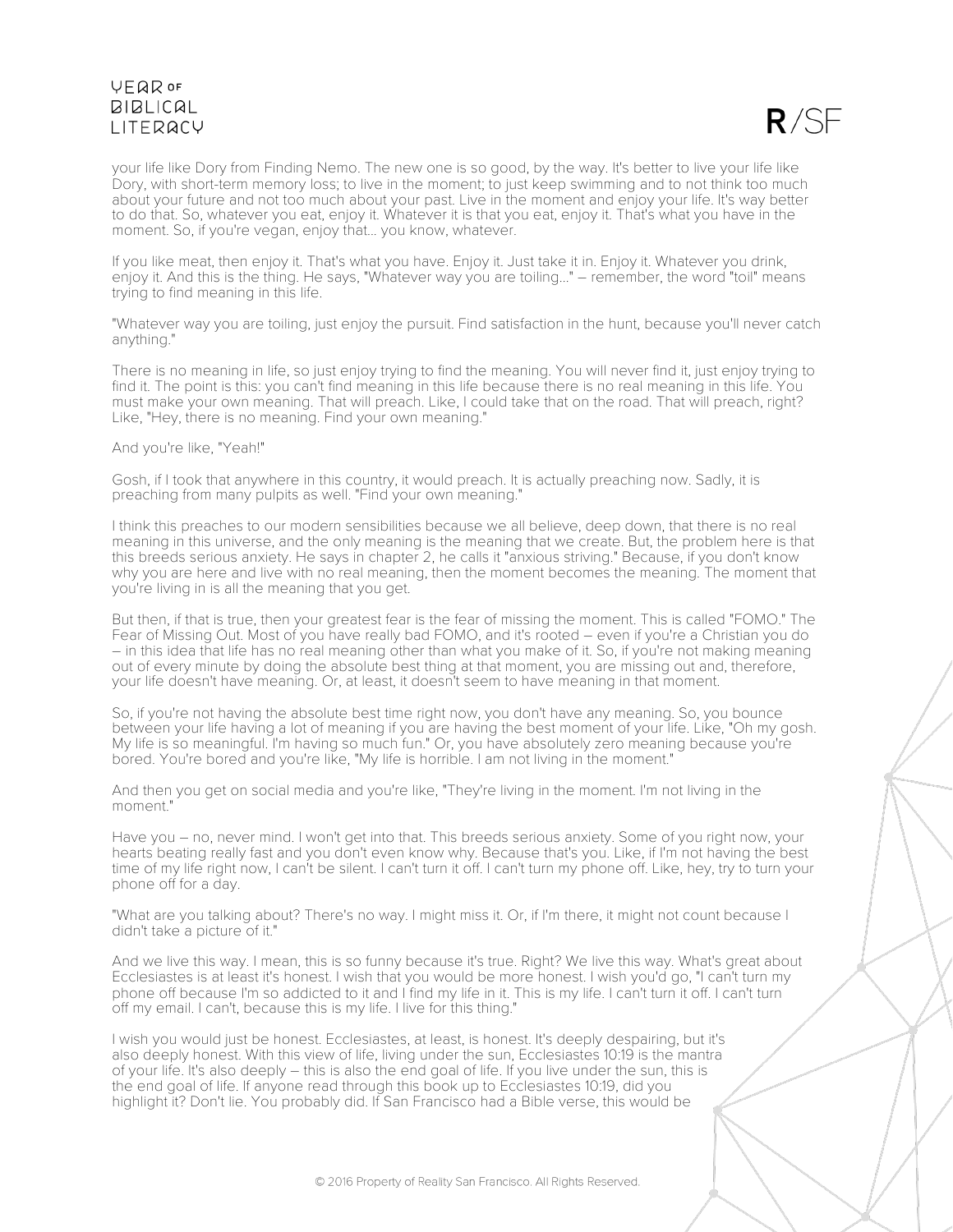your life like Dory from Finding Nemo. The new one is so good, by the way. It's better to live your life like Dory, with short-term memory loss; to live in the moment; to just keep swimming and to not think too much about your future and not too much about your past. Live in the moment and enjoy your life. It's way better to do that. So, whatever you eat, enjoy it. Whatever it is that you eat, enjoy it. That's what you have in the moment. So, if you're vegan, enjoy that... you know, whatever.

If you like meat, then enjoy it. That's what you have. Enjoy it. Just take it in. Enjoy it. Whatever you drink, enjoy it. And this is the thing. He says, "Whatever way you are toiling..." – remember, the word "toil" means trying to find meaning in this life.

"Whatever way you are toiling, just enjoy the pursuit. Find satisfaction in the hunt, because you'll never catch anything."

There is no meaning in life, so just enjoy trying to find the meaning. You will never find it, just enjoy trying to find it. The point is this: you can't find meaning in this life because there is no real meaning in this life. You must make your own meaning. That will preach. Like, I could take that on the road. That will preach, right? Like, "Hey, there is no meaning. Find your own meaning."

And you're like, "Yeah!"

Gosh, if I took that anywhere in this country, it would preach. It is actually preaching now. Sadly, it is preaching from many pulpits as well. "Find your own meaning."

I think this preaches to our modern sensibilities because we all believe, deep down, that there is no real meaning in this universe, and the only meaning is the meaning that we create. But, the problem here is that this breeds serious anxiety. He says in chapter 2, he calls it "anxious striving." Because, if you don't know why you are here and live with no real meaning, then the moment becomes the meaning. The moment that you're living in is all the meaning that you get.

But then, if that is true, then your greatest fear is the fear of missing the moment. This is called "FOMO." The Fear of Missing Out. Most of you have really bad FOMO, and it's rooted – even if you're a Christian you do – in this idea that life has no real meaning other than what you make of it. So, if you're not making meaning out of every minute by doing the absolute best thing at that moment, you are missing out and, therefore, your life doesn't have meaning. Or, at least, it doesn't seem to have meaning in that moment.

So, if you're not having the absolute best time right now, you don't have any meaning. So, you bounce between your life having a lot of meaning if you are having the best moment of your life. Like, "Oh my gosh. My life is so meaningful. I'm having so much fun." Or, you have absolutely zero meaning because you're bored. You're bored and you're like, "My life is horrible. I am not living in the moment."

And then you get on social media and you're like, "They're living in the moment. I'm not living in the moment."

Have you – no, never mind. I won't get into that. This breeds serious anxiety. Some of you right now, your hearts beating really fast and you don't even know why. Because that's you. Like, if I'm not having the best time of my life right now, I can't be silent. I can't turn it off. I can't turn my phone off. Like, hey, try to turn your phone off for a day.

"What are you talking about? There's no way. I might miss it. Or, if I'm there, it might not count because I didn't take a picture of it."

And we live this way. I mean, this is so funny because it's true. Right? We live this way. What's great about Ecclesiastes is at least it's honest. I wish that you would be more honest. I wish you'd go, "I can't turn my phone off because I'm so addicted to it and I find my life in it. This is my life. I can't turn it off. I can't turn off my email. I can't, because this is my life. I live for this thing."

I wish you would just be honest. Ecclesiastes, at least, is honest. It's deeply despairing, but it's also deeply honest. With this view of life, living under the sun, Ecclesiastes 10:19 is the mantra of your life. It's also deeply – this is also the end goal of life. If you live under the sun, this is the end goal of life. If anyone read through this book up to Ecclesiastes 10:19, did you highlight it? Don't lie. You probably did. If San Francisco had a Bible verse, this would be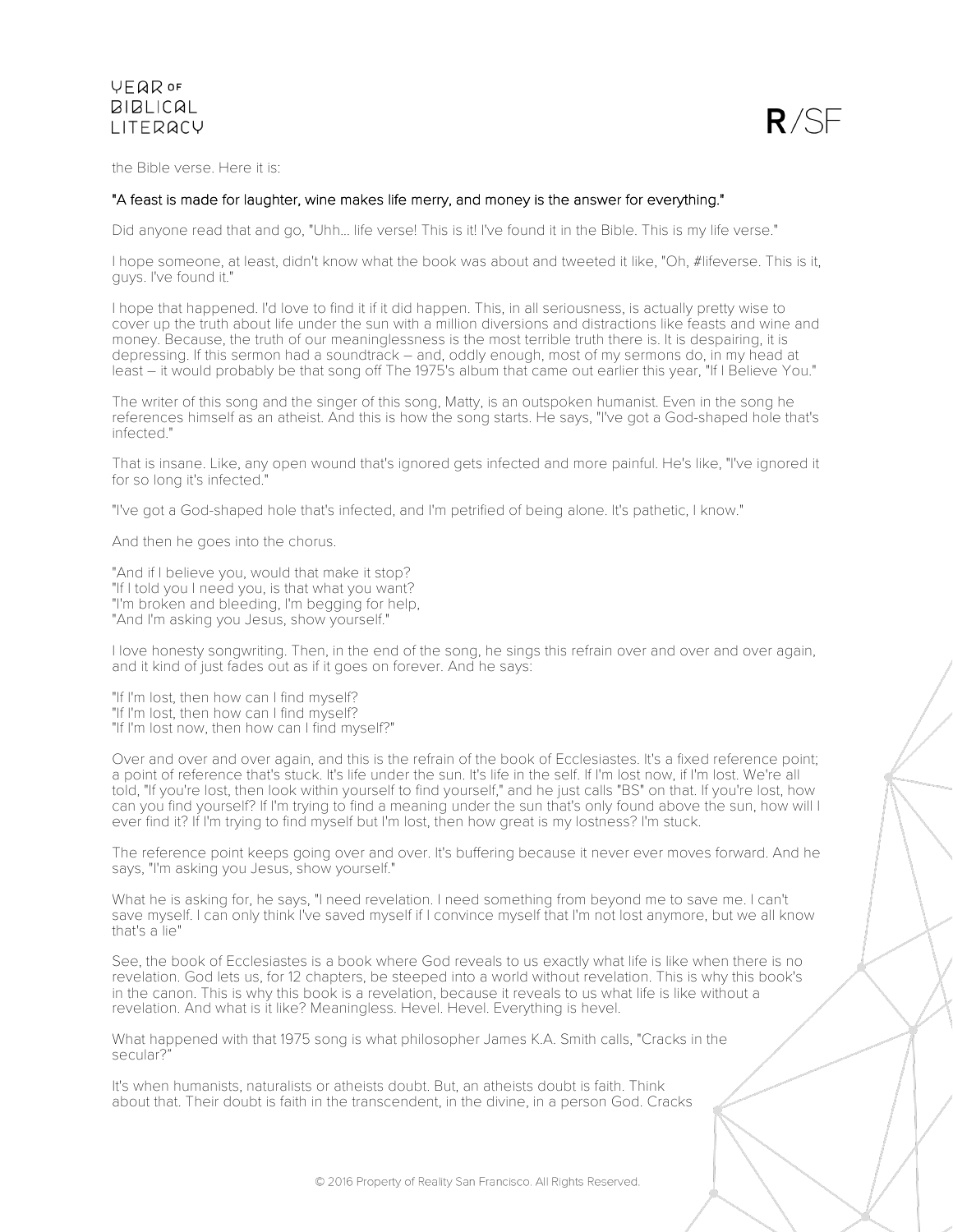the Bible verse. Here it is:

**"A feast is made for laughter, wine makes life merry, and money is the answer for everything."**

Did anyone read that and go, "Uhh... life verse! This is it! I've found it in the Bible. This is my life verse."

I hope someone, at least, didn't know what the book was about and tweeted it like, "Oh, #lifeverse. This is it, guys. I've found it."

I hope that happened. I'd love to find it if it did happen. This, in all seriousness, is actually pretty wise to cover up the truth about life under the sun with a million diversions and distractions like feasts and wine and money. Because, the truth of our meaninglessness is the most terrible truth there is. It is despairing, it is depressing. If this sermon had a soundtrack – and, oddly enough, most of my sermons do, in my head at least – it would probably be that song off The 1975's album that came out earlier this year, "If I Believe You."

The writer of this song and the singer of this song, Matty, is an outspoken humanist. Even in the song he references himself as an atheist. And this is how the song starts. He says, "I've got a God-shaped hole that's infected."

That is insane. Like, any open wound that's ignored gets infected and more painful. He's like, "I've ignored it for so long it's infected."

"I've got a God-shaped hole that's infected, and I'm petrified of being alone. It's pathetic, I know."

And then he goes into the chorus.

"And if I believe you, would that make it stop?
"If I told you I need you, is that what you want?
"I'm broken and bleeding, I'm begging for help,
"And I'm asking you Jesus, show yourself."

I love honesty songwriting. Then, in the end of the song, he sings this refrain over and over and over again, and it kind of just fades out as if it goes on forever. And he says:

"If I'm lost, then how can I find myself?
"If I'm lost, then how can I find myself?
"If I'm lost now, then how can I find myself?"

Over and over and over again, and this is the refrain of the book of Ecclesiastes. It's a fixed reference point; a point of reference that's stuck. It's life under the sun. It's life in the self. If I'm lost now, if I'm lost. We're all told, "If you're lost, then look within yourself to find yourself," and he just calls "BS" on that. If you're lost, how can you find yourself? If I'm trying to find a meaning under the sun that's only found above the sun, how will I ever find it? If I'm trying to find myself but I'm lost, then how great is my lostness? I'm stuck.

The reference point keeps going over and over. It's buffering because it never ever moves forward. And he says, "I'm asking you Jesus, show yourself."

What he is asking for, he says, "I need revelation. I need something from beyond me to save me. I can't save myself. I can only think I've saved myself if I convince myself that I'm not lost anymore, but we all know that's a lie"

See, the book of Ecclesiastes is a book where God reveals to us exactly what life is like when there is no revelation. God lets us, for 12 chapters, be steeped into a world without revelation. This is why this book's in the canon. This is why this book is a revelation, because it reveals to us what life is like without a revelation. And what is it like? Meaningless. Hevel. Hevel. Everything is hevel.

What happened with that 1975 song is what philosopher James K.A. Smith calls, "Cracks in the secular?"

It's when humanists, naturalists or atheists doubt. But, an atheists doubt is faith. Think about that. Their doubt is faith in the transcendent, in the divine, in a person God. Cracks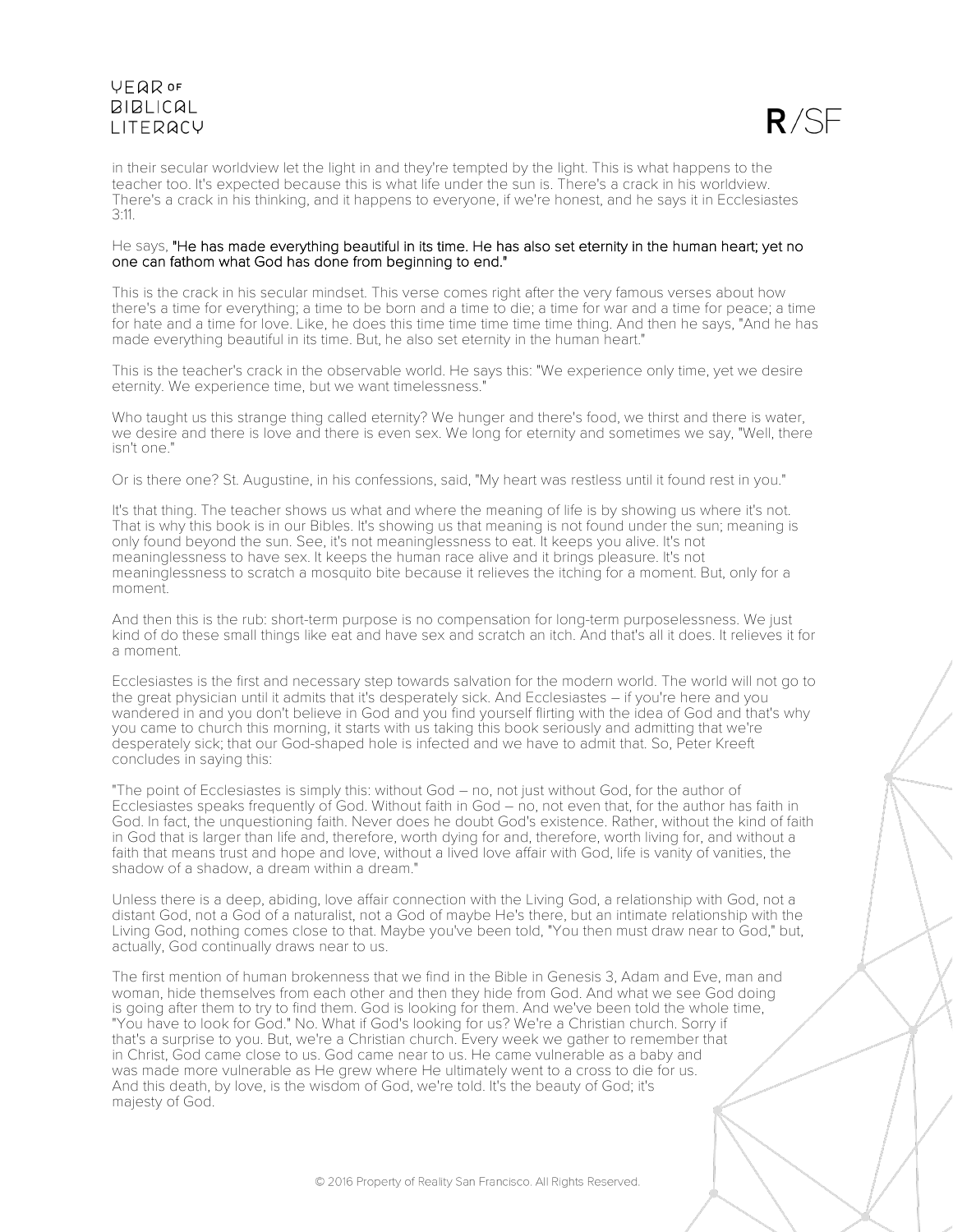in their secular worldview let the light in and they're tempted by the light. This is what happens to the teacher too. It's expected because this is what life under the sun is. There's a crack in his worldview. There's a crack in his thinking, and it happens to everyone, if we're honest, and he says it in Ecclesiastes 3:11.

He says, "He has made everything beautiful in its time. He has also set eternity in the human heart; yet no one can fathom what God has done from beginning to end."

This is the crack in his secular mindset. This verse comes right after the very famous verses about how there's a time for everything; a time to be born and a time to die; a time for war and a time for peace; a time for hate and a time for love. Like, he does this time time time time time thing. And then he says, "And he has made everything beautiful in its time. But, he also set eternity in the human heart."

This is the teacher's crack in the observable world. He says this: "We experience only time, yet we desire eternity. We experience time, but we want timelessness."

Who taught us this strange thing called eternity? We hunger and there's food, we thirst and there is water, we desire and there is love and there is even sex. We long for eternity and sometimes we say, "Well, there isn't one."

Or is there one? St. Augustine, in his confessions, said, "My heart was restless until it found rest in you."

It's that thing. The teacher shows us what and where the meaning of life is by showing us where it's not. That is why this book is in our Bibles. It's showing us that meaning is not found under the sun; meaning is only found beyond the sun. See, it's not meaninglessness to eat. It keeps you alive. It's not meaninglessness to have sex. It keeps the human race alive and it brings pleasure. It's not meaninglessness to scratch a mosquito bite because it relieves the itching for a moment. But, only for a moment.

And then this is the rub: short-term purpose is no compensation for long-term purposelessness. We just kind of do these small things like eat and have sex and scratch an itch. And that's all it does. It relieves it for a moment.

Ecclesiastes is the first and necessary step towards salvation for the modern world. The world will not go to the great physician until it admits that it's desperately sick. And Ecclesiastes – if you're here and you wandered in and you don't believe in God and you find yourself flirting with the idea of God and that's why you came to church this morning, it starts with us taking this book seriously and admitting that we're desperately sick; that our God-shaped hole is infected and we have to admit that. So, Peter Kreeft concludes in saying this:

"The point of Ecclesiastes is simply this: without God – no, not just without God, for the author of Ecclesiastes speaks frequently of God. Without faith in God – no, not even that, for the author has faith in God. In fact, the unquestioning faith. Never does he doubt God's existence. Rather, without the kind of faith in God that is larger than life and, therefore, worth dying for and, therefore, worth living for, and without a faith that means trust and hope and love, without a lived love affair with God, life is vanity of vanities, the shadow of a shadow, a dream within a dream."

Unless there is a deep, abiding, love affair connection with the Living God, a relationship with God, not a distant God, not a God of a naturalist, not a God of maybe He's there, but an intimate relationship with the Living God, nothing comes close to that. Maybe you've been told, "You then must draw near to God," but, actually, God continually draws near to us.

The first mention of human brokenness that we find in the Bible in Genesis 3, Adam and Eve, man and woman, hide themselves from each other and then they hide from God. And what we see God doing is going after them to try to find them. God is looking for them. And we've been told the whole time, "You have to look for God." No. What if God's looking for us? We're a Christian church. Sorry if that's a surprise to you. But, we're a Christian church. Every week we gather to remember that in Christ, God came close to us. God came near to us. He came vulnerable as a baby and was made more vulnerable as He grew where He ultimately went to a cross to die for us. And this death, by love, is the wisdom of God, we're told. It's the beauty of God; it's majesty of God.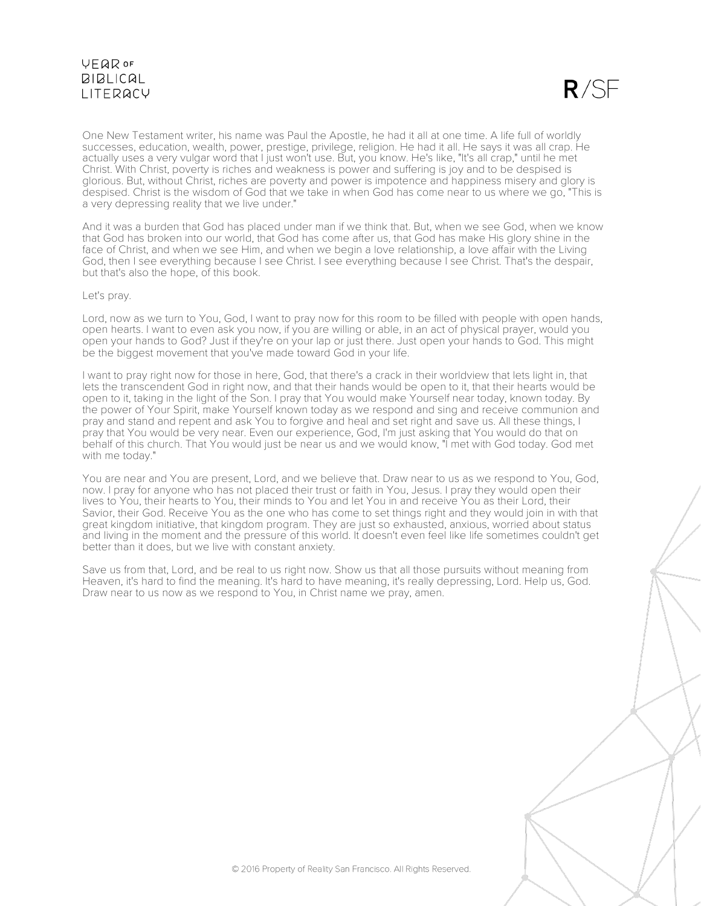One New Testament writer, his name was Paul the Apostle, he had it all at one time. A life full of worldly successes, education, wealth, power, prestige, privilege, religion. He had it all. He says it was all crap. He actually uses a very vulgar word that I just won't use. But, you know. He's like, "It's all crap," until he met Christ. With Christ, poverty is riches and weakness is power and suffering is joy and to be despised is glorious. But, without Christ, riches are poverty and power is impotence and happiness misery and glory is despised. Christ is the wisdom of God that we take in when God has come near to us where we go, "This is a very depressing reality that we live under."

And it was a burden that God has placed under man if we think that. But, when we see God, when we know that God has broken into our world, that God has come after us, that God has make His glory shine in the face of Christ, and when we see Him, and when we begin a love relationship, a love affair with the Living God, then I see everything because I see Christ. I see everything because I see Christ. That's the despair, but that's also the hope, of this book.

Let's pray.

Lord, now as we turn to You, God, I want to pray now for this room to be filled with people with open hands, open hearts. I want to even ask you now, if you are willing or able, in an act of physical prayer, would you open your hands to God? Just if they're on your lap or just there. Just open your hands to God. This might be the biggest movement that you've made toward God in your life.

I want to pray right now for those in here, God, that there's a crack in their worldview that lets light in, that lets the transcendent God in right now, and that their hands would be open to it, that their hearts would be open to it, taking in the light of the Son. I pray that You would make Yourself near today, known today. By the power of Your Spirit, make Yourself known today as we respond and sing and receive communion and pray and stand and repent and ask You to forgive and heal and set right and save us. All these things, I pray that You would be very near. Even our experience, God, I'm just asking that You would do that on behalf of this church. That You would just be near us and we would know, "I met with God today. God met with me today."

You are near and You are present, Lord, and we believe that. Draw near to us as we respond to You, God, now. I pray for anyone who has not placed their trust or faith in You, Jesus. I pray they would open their lives to You, their hearts to You, their minds to You and let You in and receive You as their Lord, their Savior, their God. Receive You as the one who has come to set things right and they would join in with that great kingdom initiative, that kingdom program. They are just so exhausted, anxious, worried about status and living in the moment and the pressure of this world. It doesn't even feel like life sometimes couldn't get better than it does, but we live with constant anxiety.

Save us from that, Lord, and be real to us right now. Show us that all those pursuits without meaning from Heaven, it's hard to find the meaning. It's hard to have meaning, it's really depressing, Lord. Help us, God. Draw near to us now as we respond to You, in Christ name we pray, amen.